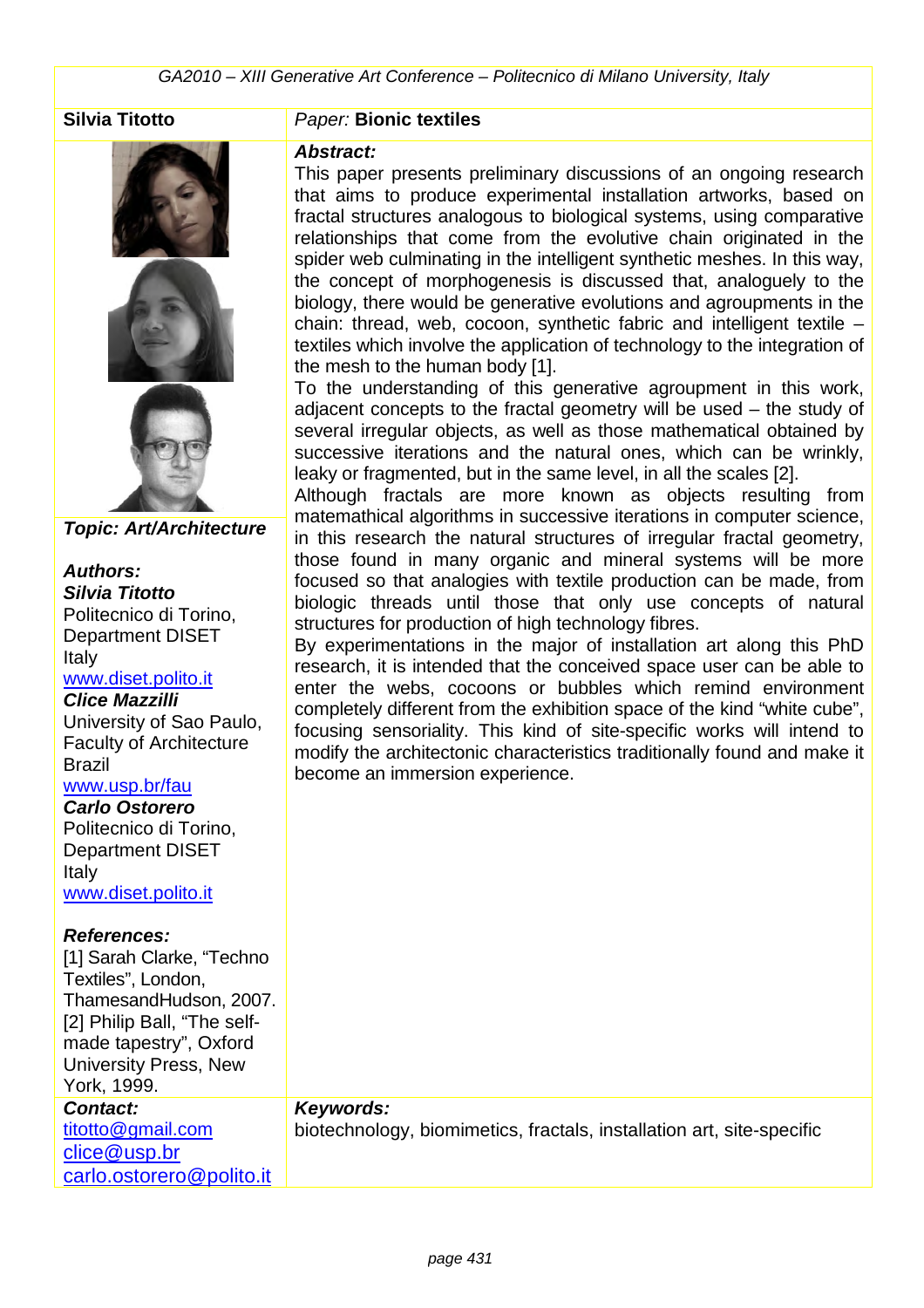**Silvia Titotto**

*Paper:* **Bionic textiles**

*Topic: Art/Architecture*

***Authors:***

***Silvia Titotto***
Politecnico di Torino, Department DISET
Italy
www.diset.polito.it

***Clice Mazzilli***
University of Sao Paulo, Faculty of Architecture
Brazil
www.usp.br/fau

***Carlo Ostorero***
Politecnico di Torino, Department DISET
Italy
www.diset.polito.it

***Abstract:***

This paper presents preliminary discussions of an ongoing research that aims to produce experimental installation artworks, based on fractal structures analogous to biological systems, using comparative relationships that come from the evolutive chain originated in the spider web culminating in the intelligent synthetic meshes. In this way, the concept of morphogenesis is discussed that, analoguely to the biology, there would be generative evolutions and agroupments in the chain: thread, web, cocoon, synthetic fabric and intelligent textile – textiles which involve the application of technology to the integration of the mesh to the human body [1].

To the understanding of this generative agroupment in this work, adjacent concepts to the fractal geometry will be used – the study of several irregular objects, as well as those mathematical obtained by successive iterations and the natural ones, which can be wrinkly, leaky or fragmented, but in the same level, in all the scales [2].

Although fractals are more known as objects resulting from matemathical algorithms in successive iterations in computer science, in this research the natural structures of irregular fractal geometry, those found in many organic and mineral systems will be more focused so that analogies with textile production can be made, from biologic threads until those that only use concepts of natural structures for production of high technology fibres.

By experimentations in the major of installation art along this PhD research, it is intended that the conceived space user can be able to enter the webs, cocoons or bubbles which remind environment completely different from the exhibition space of the kind "white cube", focusing sensoriality. This kind of site-specific works will intend to modify the architectonic characteristics traditionally found and make it become an immersion experience.

***References:***

[1] Sarah Clarke, "Techno Textiles", London, ThamesandHudson, 2007.
[2] Philip Ball, "The self-made tapestry", Oxford University Press, New York, 1999.

***Contact:***
titotto@gmail.com
clice@usp.br
carlo.ostorero@polito.it

***Keywords:***
biotechnology, biomimetics, fractals, installation art, site-specific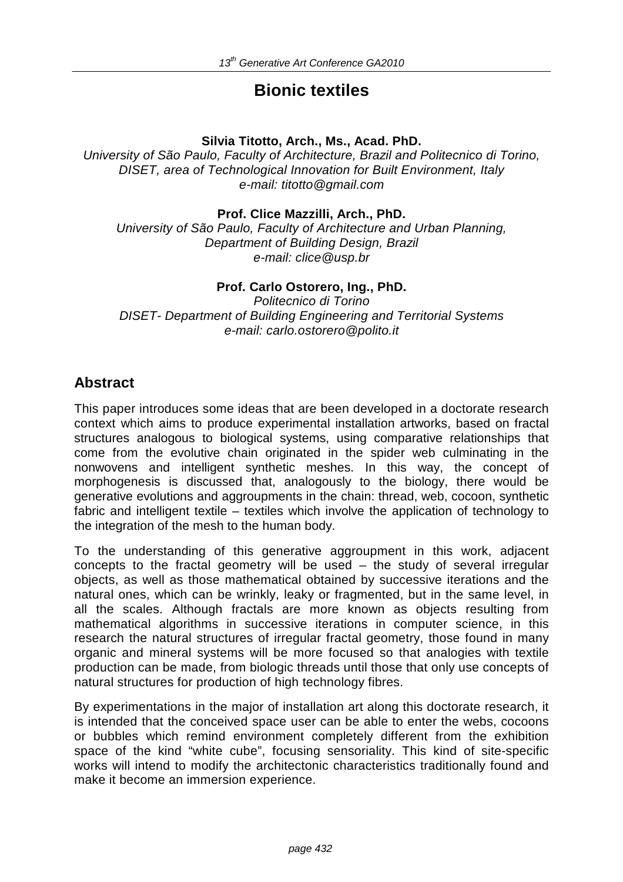# Bionic textiles

**Silvia Titotto, Arch., Ms., Acad. PhD.**

*University of São Paulo, Faculty of Architecture, Brazil and Politecnico di Torino, DISET, area of Technological Innovation for Built Environment, Italy*
*e-mail: titotto@gmail.com*

**Prof. Clice Mazzilli, Arch., PhD.**

*University of São Paulo, Faculty of Architecture and Urban Planning, Department of Building Design, Brazil*
*e-mail: clice@usp.br*

**Prof. Carlo Ostorero, Ing., PhD.**

*Politecnico di Torino*
*DISET- Department of Building Engineering and Territorial Systems*
*e-mail: carlo.ostorero@polito.it*

## Abstract

This paper introduces some ideas that are been developed in a doctorate research context which aims to produce experimental installation artworks, based on fractal structures analogous to biological systems, using comparative relationships that come from the evolutive chain originated in the spider web culminating in the nonwovens and intelligent synthetic meshes. In this way, the concept of morphogenesis is discussed that, analogously to the biology, there would be generative evolutions and aggroupments in the chain: thread, web, cocoon, synthetic fabric and intelligent textile – textiles which involve the application of technology to the integration of the mesh to the human body.

To the understanding of this generative aggroupment in this work, adjacent concepts to the fractal geometry will be used – the study of several irregular objects, as well as those mathematical obtained by successive iterations and the natural ones, which can be wrinkly, leaky or fragmented, but in the same level, in all the scales. Although fractals are more known as objects resulting from mathematical algorithms in successive iterations in computer science, in this research the natural structures of irregular fractal geometry, those found in many organic and mineral systems will be more focused so that analogies with textile production can be made, from biologic threads until those that only use concepts of natural structures for production of high technology fibres.

By experimentations in the major of installation art along this doctorate research, it is intended that the conceived space user can be able to enter the webs, cocoons or bubbles which remind environment completely different from the exhibition space of the kind "white cube", focusing sensoriality. This kind of site-specific works will intend to modify the architectonic characteristics traditionally found and make it become an immersion experience.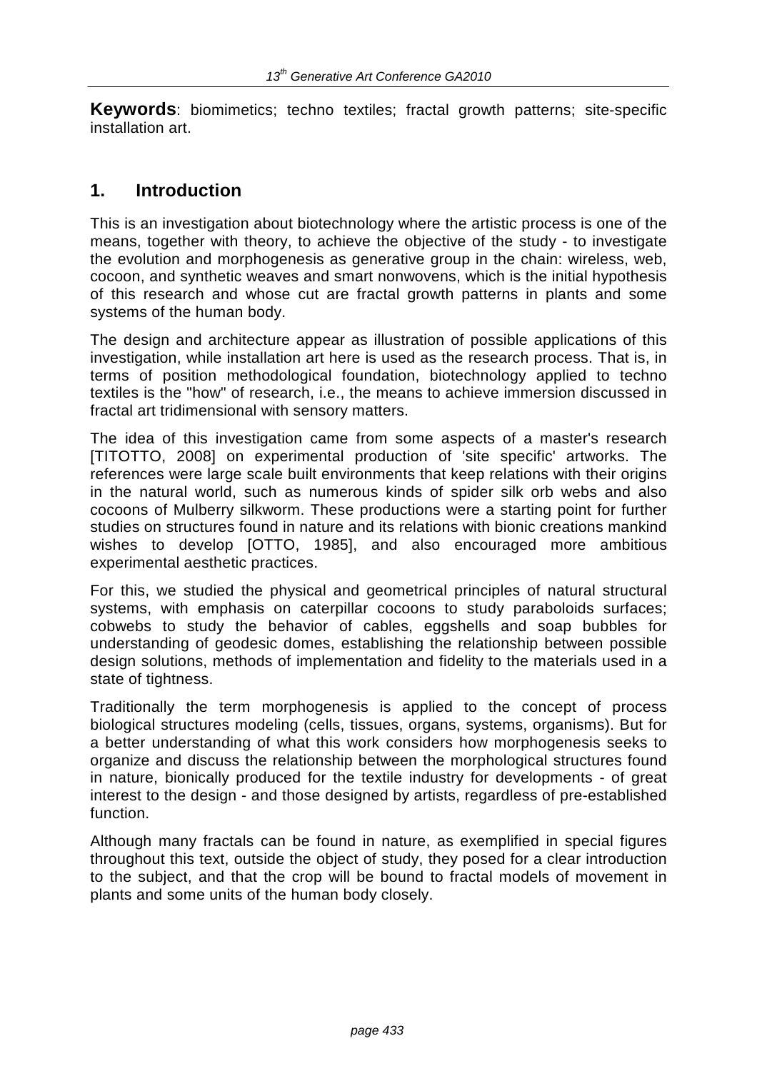**Keywords**: biomimetics; techno textiles; fractal growth patterns; site-specific installation art.

## 1. Introduction

This is an investigation about biotechnology where the artistic process is one of the means, together with theory, to achieve the objective of the study - to investigate the evolution and morphogenesis as generative group in the chain: wireless, web, cocoon, and synthetic weaves and smart nonwovens, which is the initial hypothesis of this research and whose cut are fractal growth patterns in plants and some systems of the human body.

The design and architecture appear as illustration of possible applications of this investigation, while installation art here is used as the research process. That is, in terms of position methodological foundation, biotechnology applied to techno textiles is the "how" of research, i.e., the means to achieve immersion discussed in fractal art tridimensional with sensory matters.

The idea of this investigation came from some aspects of a master's research [TITOTTO, 2008] on experimental production of 'site specific' artworks. The references were large scale built environments that keep relations with their origins in the natural world, such as numerous kinds of spider silk orb webs and also cocoons of Mulberry silkworm. These productions were a starting point for further studies on structures found in nature and its relations with bionic creations mankind wishes to develop [OTTO, 1985], and also encouraged more ambitious experimental aesthetic practices.

For this, we studied the physical and geometrical principles of natural structural systems, with emphasis on caterpillar cocoons to study paraboloids surfaces; cobwebs to study the behavior of cables, eggshells and soap bubbles for understanding of geodesic domes, establishing the relationship between possible design solutions, methods of implementation and fidelity to the materials used in a state of tightness.

Traditionally the term morphogenesis is applied to the concept of process biological structures modeling (cells, tissues, organs, systems, organisms). But for a better understanding of what this work considers how morphogenesis seeks to organize and discuss the relationship between the morphological structures found in nature, bionically produced for the textile industry for developments - of great interest to the design - and those designed by artists, regardless of pre-established function.

Although many fractals can be found in nature, as exemplified in special figures throughout this text, outside the object of study, they posed for a clear introduction to the subject, and that the crop will be bound to fractal models of movement in plants and some units of the human body closely.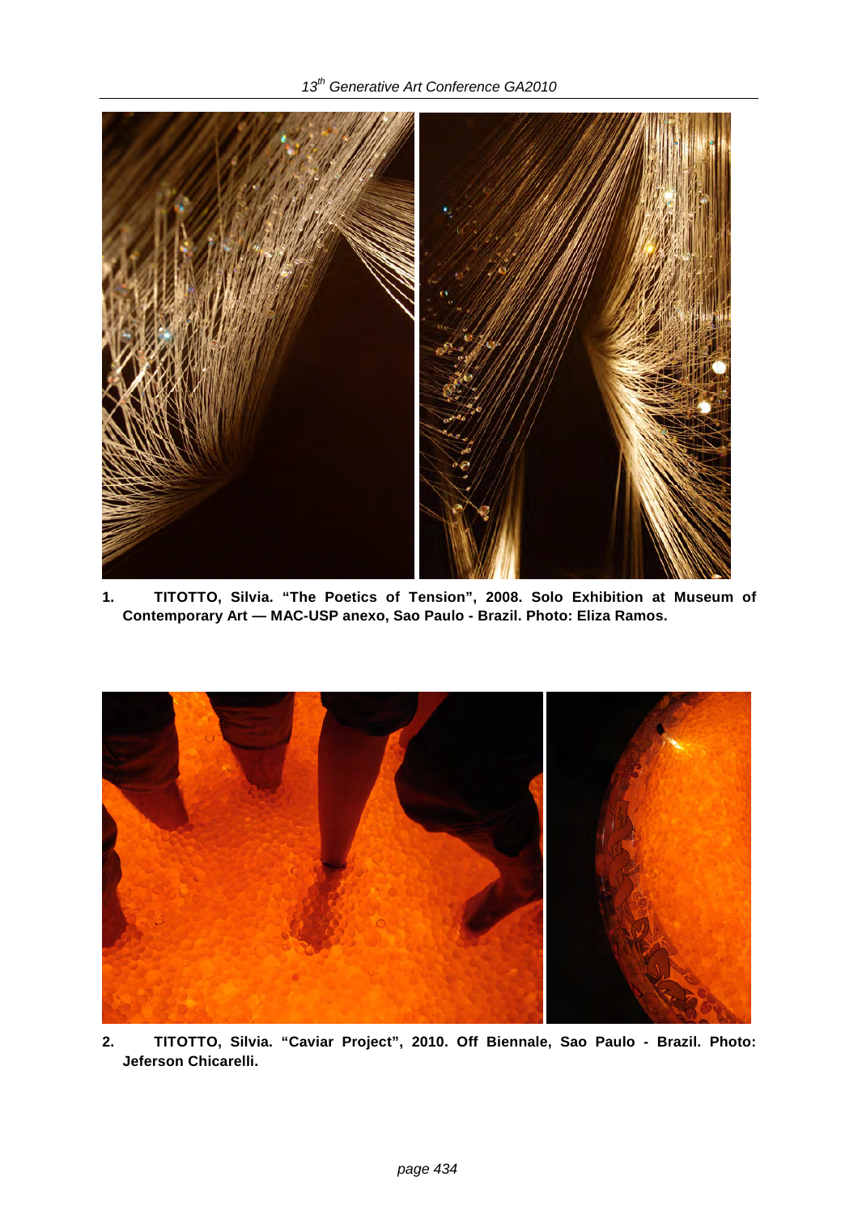1. TITOTTO, Silvia. “The Poetics of Tension”, 2008. Solo Exhibition at Museum of Contemporary Art — MAC-USP anexo, Sao Paulo - Brazil. Photo: Eliza Ramos.

2. TITOTTO, Silvia. “Caviar Project”, 2010. Off Biennale, Sao Paulo - Brazil. Photo: Jeferson Chicarelli.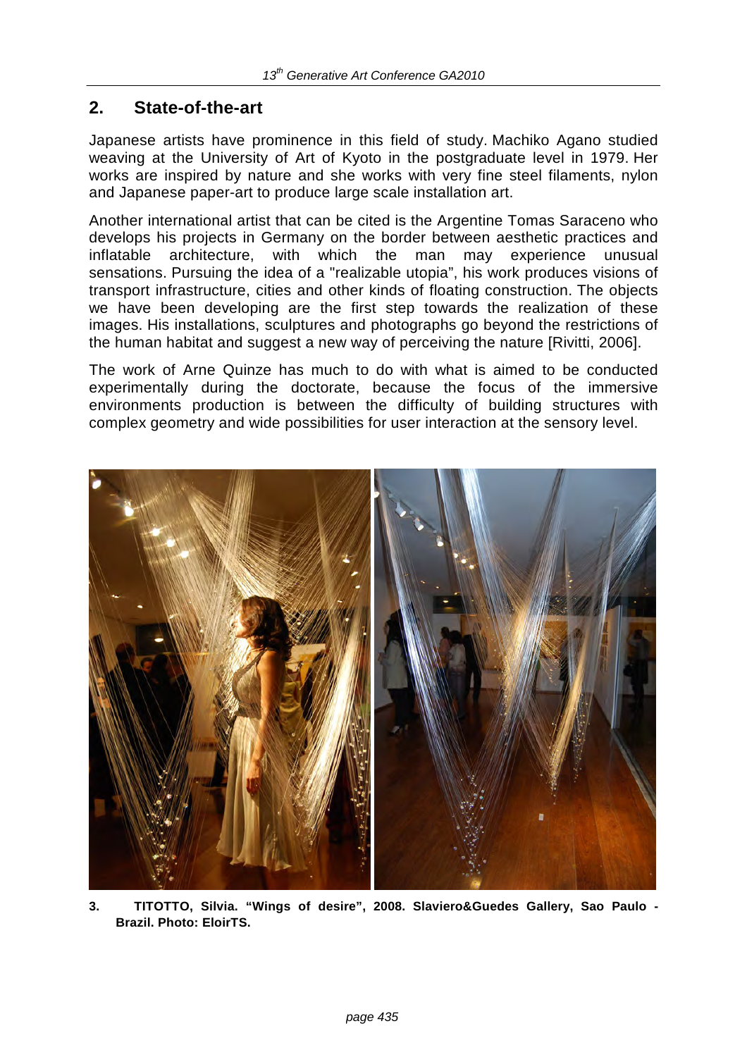## 2. State-of-the-art

Japanese artists have prominence in this field of study. Machiko Agano studied weaving at the University of Art of Kyoto in the postgraduate level in 1979. Her works are inspired by nature and she works with very fine steel filaments, nylon and Japanese paper-art to produce large scale installation art.

Another international artist that can be cited is the Argentine Tomas Saraceno who develops his projects in Germany on the border between aesthetic practices and inflatable architecture, with which the man may experience unusual sensations. Pursuing the idea of a "realizable utopia", his work produces visions of transport infrastructure, cities and other kinds of floating construction. The objects we have been developing are the first step towards the realization of these images. His installations, sculptures and photographs go beyond the restrictions of the human habitat and suggest a new way of perceiving the nature [Rivitti, 2006].

The work of Arne Quinze has much to do with what is aimed to be conducted experimentally during the doctorate, because the focus of the immersive environments production is between the difficulty of building structures with complex geometry and wide possibilities for user interaction at the sensory level.

**3. TITOTTO, Silvia. "Wings of desire", 2008. Slaviero&Guedes Gallery, Sao Paulo - Brazil. Photo: EloirTS.**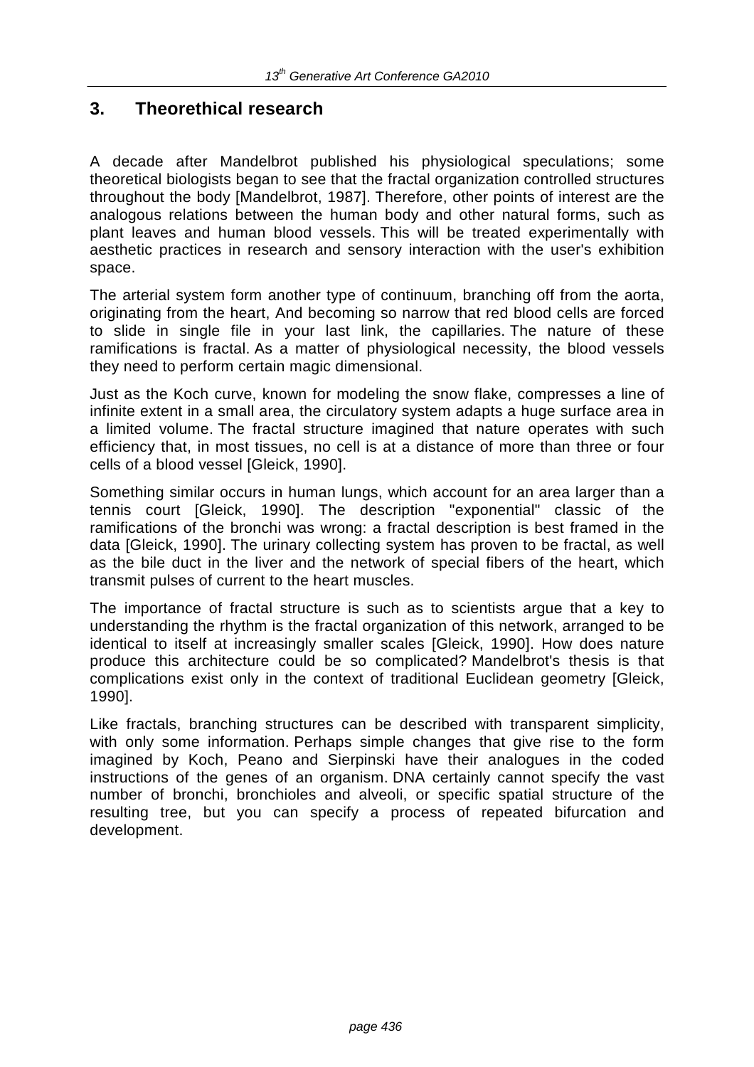## 3. Theorethical research

A decade after Mandelbrot published his physiological speculations; some theoretical biologists began to see that the fractal organization controlled structures throughout the body [Mandelbrot, 1987]. Therefore, other points of interest are the analogous relations between the human body and other natural forms, such as plant leaves and human blood vessels. This will be treated experimentally with aesthetic practices in research and sensory interaction with the user's exhibition space.

The arterial system form another type of continuum, branching off from the aorta, originating from the heart, And becoming so narrow that red blood cells are forced to slide in single file in your last link, the capillaries. The nature of these ramifications is fractal. As a matter of physiological necessity, the blood vessels they need to perform certain magic dimensional.

Just as the Koch curve, known for modeling the snow flake, compresses a line of infinite extent in a small area, the circulatory system adapts a huge surface area in a limited volume. The fractal structure imagined that nature operates with such efficiency that, in most tissues, no cell is at a distance of more than three or four cells of a blood vessel [Gleick, 1990].

Something similar occurs in human lungs, which account for an area larger than a tennis court [Gleick, 1990]. The description "exponential" classic of the ramifications of the bronchi was wrong: a fractal description is best framed in the data [Gleick, 1990]. The urinary collecting system has proven to be fractal, as well as the bile duct in the liver and the network of special fibers of the heart, which transmit pulses of current to the heart muscles.

The importance of fractal structure is such as to scientists argue that a key to understanding the rhythm is the fractal organization of this network, arranged to be identical to itself at increasingly smaller scales [Gleick, 1990]. How does nature produce this architecture could be so complicated? Mandelbrot's thesis is that complications exist only in the context of traditional Euclidean geometry [Gleick, 1990].

Like fractals, branching structures can be described with transparent simplicity, with only some information. Perhaps simple changes that give rise to the form imagined by Koch, Peano and Sierpinski have their analogues in the coded instructions of the genes of an organism. DNA certainly cannot specify the vast number of bronchi, bronchioles and alveoli, or specific spatial structure of the resulting tree, but you can specify a process of repeated bifurcation and development.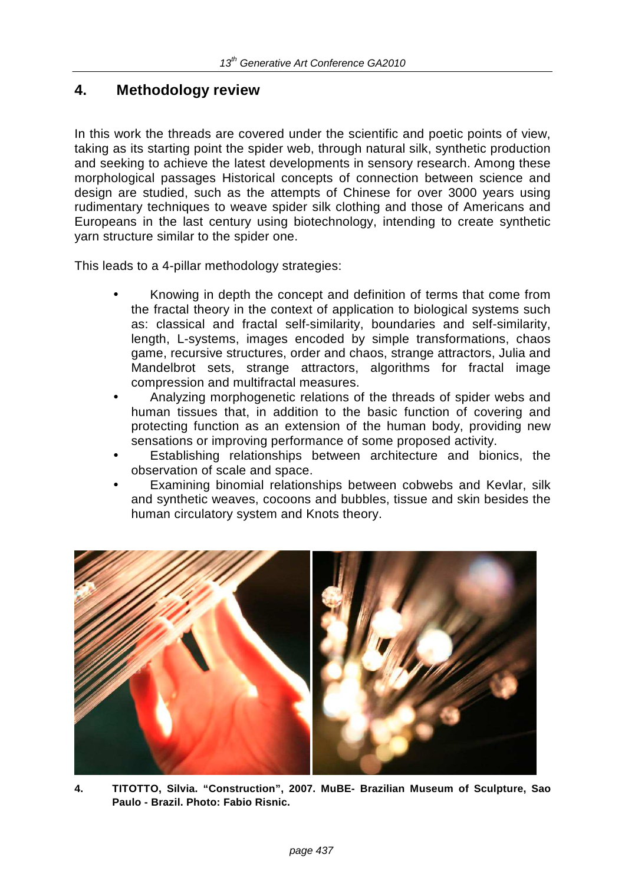## 4. Methodology review

In this work the threads are covered under the scientific and poetic points of view, taking as its starting point the spider web, through natural silk, synthetic production and seeking to achieve the latest developments in sensory research. Among these morphological passages Historical concepts of connection between science and design are studied, such as the attempts of Chinese for over 3000 years using rudimentary techniques to weave spider silk clothing and those of Americans and Europeans in the last century using biotechnology, intending to create synthetic yarn structure similar to the spider one.

This leads to a 4-pillar methodology strategies:

- Knowing in depth the concept and definition of terms that come from the fractal theory in the context of application to biological systems such as: classical and fractal self-similarity, boundaries and self-similarity, length, L-systems, images encoded by simple transformations, chaos game, recursive structures, order and chaos, strange attractors, Julia and Mandelbrot sets, strange attractors, algorithms for fractal image compression and multifractal measures.
- Analyzing morphogenetic relations of the threads of spider webs and human tissues that, in addition to the basic function of covering and protecting function as an extension of the human body, providing new sensations or improving performance of some proposed activity.
- Establishing relationships between architecture and bionics, the observation of scale and space.
- Examining binomial relationships between cobwebs and Kevlar, silk and synthetic weaves, cocoons and bubbles, tissue and skin besides the human circulatory system and Knots theory.

**4. TITOTTO, Silvia. "Construction", 2007. MuBE- Brazilian Museum of Sculpture, Sao Paulo - Brazil. Photo: Fabio Risnic.**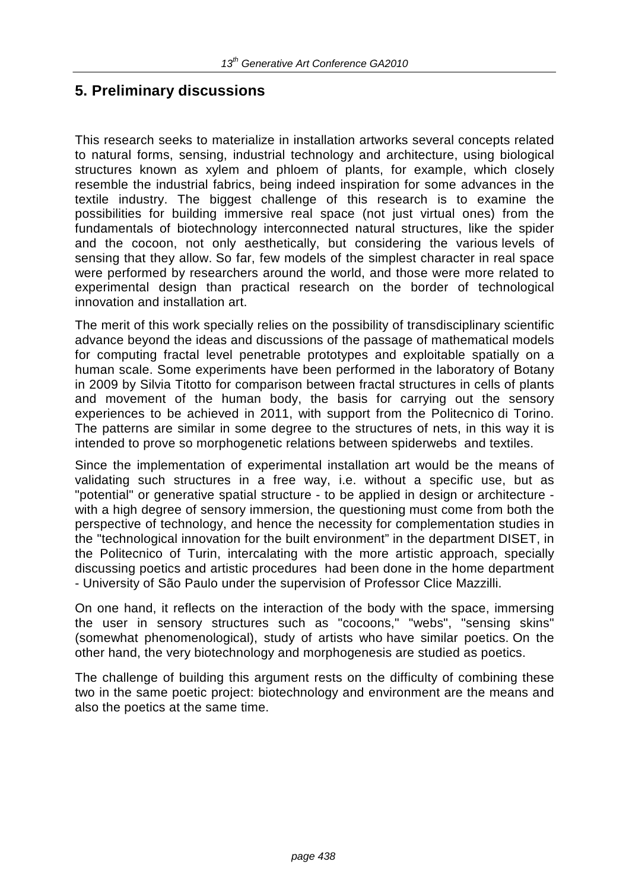## 5. Preliminary discussions

This research seeks to materialize in installation artworks several concepts related to natural forms, sensing, industrial technology and architecture, using biological structures known as xylem and phloem of plants, for example, which closely resemble the industrial fabrics, being indeed inspiration for some advances in the textile industry. The biggest challenge of this research is to examine the possibilities for building immersive real space (not just virtual ones) from the fundamentals of biotechnology interconnected natural structures, like the spider and the cocoon, not only aesthetically, but considering the various levels of sensing that they allow. So far, few models of the simplest character in real space were performed by researchers around the world, and those were more related to experimental design than practical research on the border of technological innovation and installation art.

The merit of this work specially relies on the possibility of transdisciplinary scientific advance beyond the ideas and discussions of the passage of mathematical models for computing fractal level penetrable prototypes and exploitable spatially on a human scale. Some experiments have been performed in the laboratory of Botany in 2009 by Silvia Titotto for comparison between fractal structures in cells of plants and movement of the human body, the basis for carrying out the sensory experiences to be achieved in 2011, with support from the Politecnico di Torino. The patterns are similar in some degree to the structures of nets, in this way it is intended to prove so morphogenetic relations between spiderwebs and textiles.

Since the implementation of experimental installation art would be the means of validating such structures in a free way, i.e. without a specific use, but as "potential" or generative spatial structure - to be applied in design or architecture - with a high degree of sensory immersion, the questioning must come from both the perspective of technology, and hence the necessity for complementation studies in the "technological innovation for the built environment" in the department DISET, in the Politecnico of Turin, intercalating with the more artistic approach, specially discussing poetics and artistic procedures had been done in the home department - University of São Paulo under the supervision of Professor Clice Mazzilli.

On one hand, it reflects on the interaction of the body with the space, immersing the user in sensory structures such as "cocoons," "webs", "sensing skins" (somewhat phenomenological), study of artists who have similar poetics. On the other hand, the very biotechnology and morphogenesis are studied as poetics.

The challenge of building this argument rests on the difficulty of combining these two in the same poetic project: biotechnology and environment are the means and also the poetics at the same time.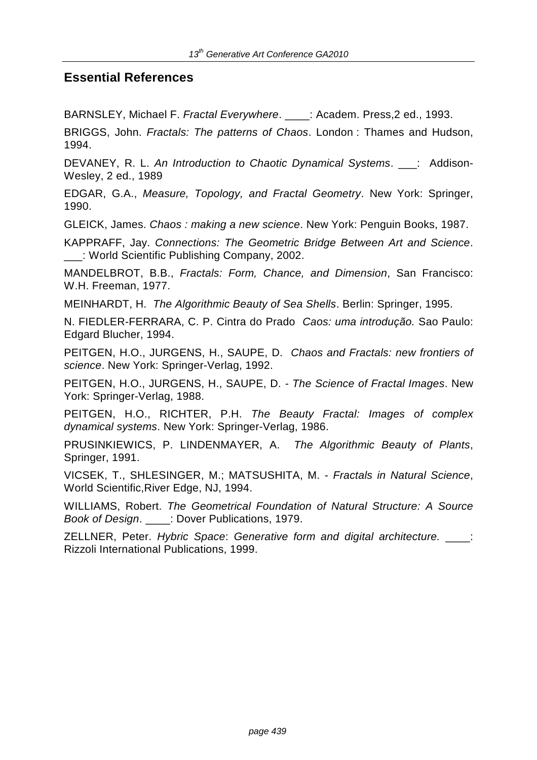## Essential References

BARNSLEY, Michael F. *Fractal Everywhere*. ____: Academ. Press,2 ed., 1993.

BRIGGS, John. *Fractals: The patterns of Chaos*. London : Thames and Hudson, 1994.

DEVANEY, R. L. *An Introduction to Chaotic Dynamical Systems*. ___: Addison-Wesley, 2 ed., 1989

EDGAR, G.A., *Measure, Topology, and Fractal Geometry*. New York: Springer, 1990.

GLEICK, James. *Chaos : making a new science*. New York: Penguin Books, 1987.

KAPPRAFF, Jay. *Connections: The Geometric Bridge Between Art and Science*. ___: World Scientific Publishing Company, 2002.

MANDELBROT, B.B., *Fractals: Form, Chance, and Dimension*, San Francisco: W.H. Freeman, 1977.

MEINHARDT, H. *The Algorithmic Beauty of Sea Shells*. Berlin: Springer, 1995.

N. FIEDLER-FERRARA, C. P. Cintra do Prado *Caos: uma introdução.* Sao Paulo: Edgard Blucher, 1994.

PEITGEN, H.O., JURGENS, H., SAUPE, D. *Chaos and Fractals: new frontiers of science*. New York: Springer-Verlag, 1992.

PEITGEN, H.O., JURGENS, H., SAUPE, D. - *The Science of Fractal Images*. New York: Springer-Verlag, 1988.

PEITGEN, H.O., RICHTER, P.H. *The Beauty Fractal: Images of complex dynamical systems*. New York: Springer-Verlag, 1986.

PRUSINKIEWICS, P. LINDENMAYER, A. *The Algorithmic Beauty of Plants*, Springer, 1991.

VICSEK, T., SHLESINGER, M.; MATSUSHITA, M. - *Fractals in Natural Science*, World Scientific,River Edge, NJ, 1994.

WILLIAMS, Robert. *The Geometrical Foundation of Natural Structure: A Source Book of Design*. ____: Dover Publications, 1979.

ZELLNER, Peter. *Hybric Space*: *Generative form and digital architecture.* ____: Rizzoli International Publications, 1999.